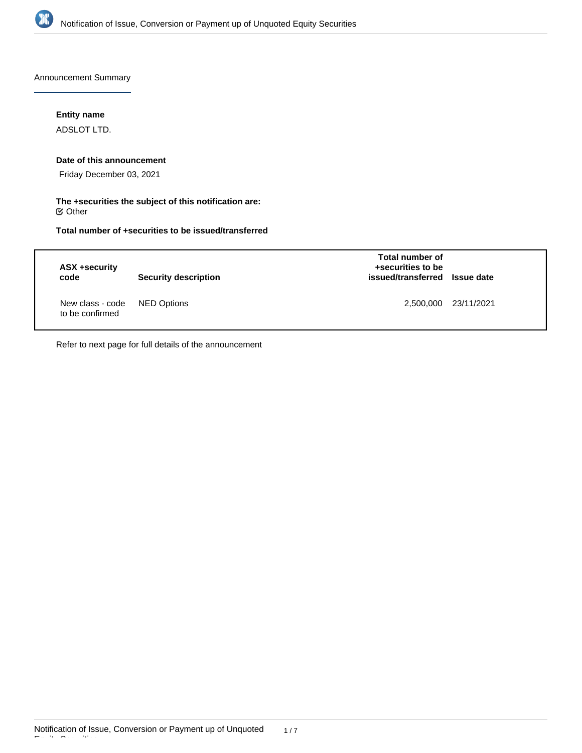Announcement Summary

**Entity name**

ADSLOT LTD.

**Date of this announcement**

Friday December 03, 2021

**The +securities the subject of this notification are:**

☑ Other

**Total number of +securities to be issued/transferred**

| ASX +security code | Security description | Total number of +securities to be issued/transferred | Issue date |
|---|---|---|---|
| New class - code to be confirmed | NED Options | 2,500,000 | 23/11/2021 |

Refer to next page for full details of the announcement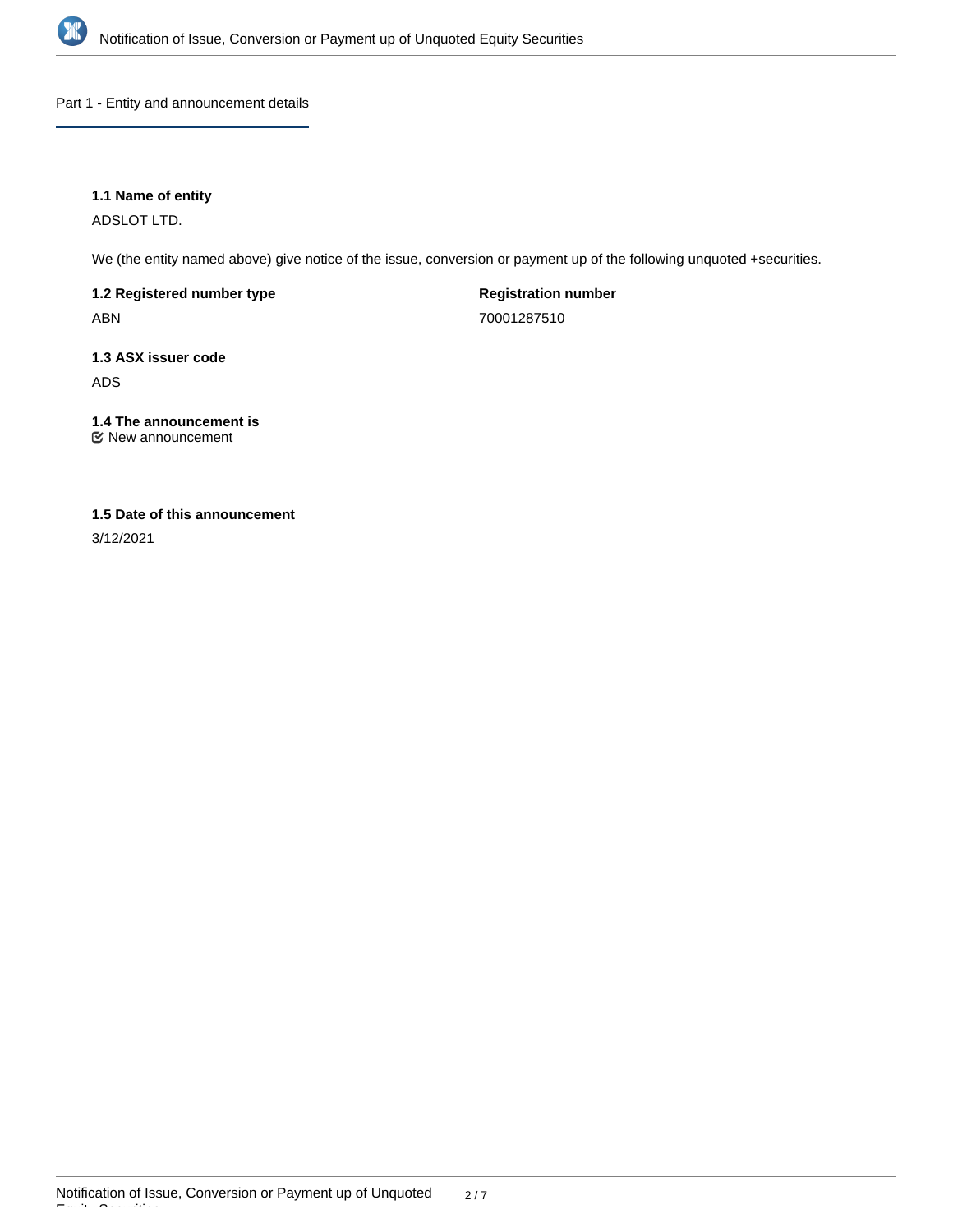## Part 1 - Entity and announcement details

**1.1 Name of entity**

ADSLOT LTD.

We (the entity named above) give notice of the issue, conversion or payment up of the following unquoted +securities.

**1.2 Registered number type**

ABN

**Registration number**

70001287510

**1.3 ASX issuer code**

ADS

**1.4 The announcement is**

☑ New announcement

**1.5 Date of this announcement**

3/12/2021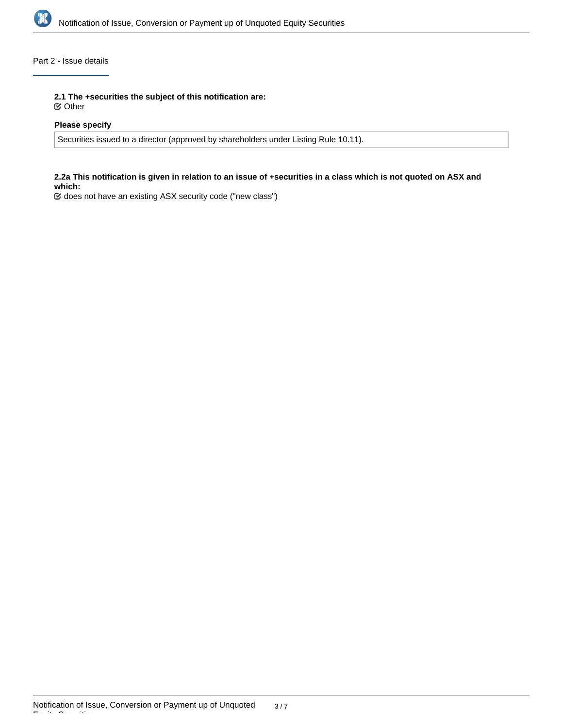## Part 2 - Issue details

**2.1 The +securities the subject of this notification are:**

☑ Other

**Please specify**

Securities issued to a director (approved by shareholders under Listing Rule 10.11).

**2.2a This notification is given in relation to an issue of +securities in a class which is not quoted on ASX and which:**

☑ does not have an existing ASX security code ("new class")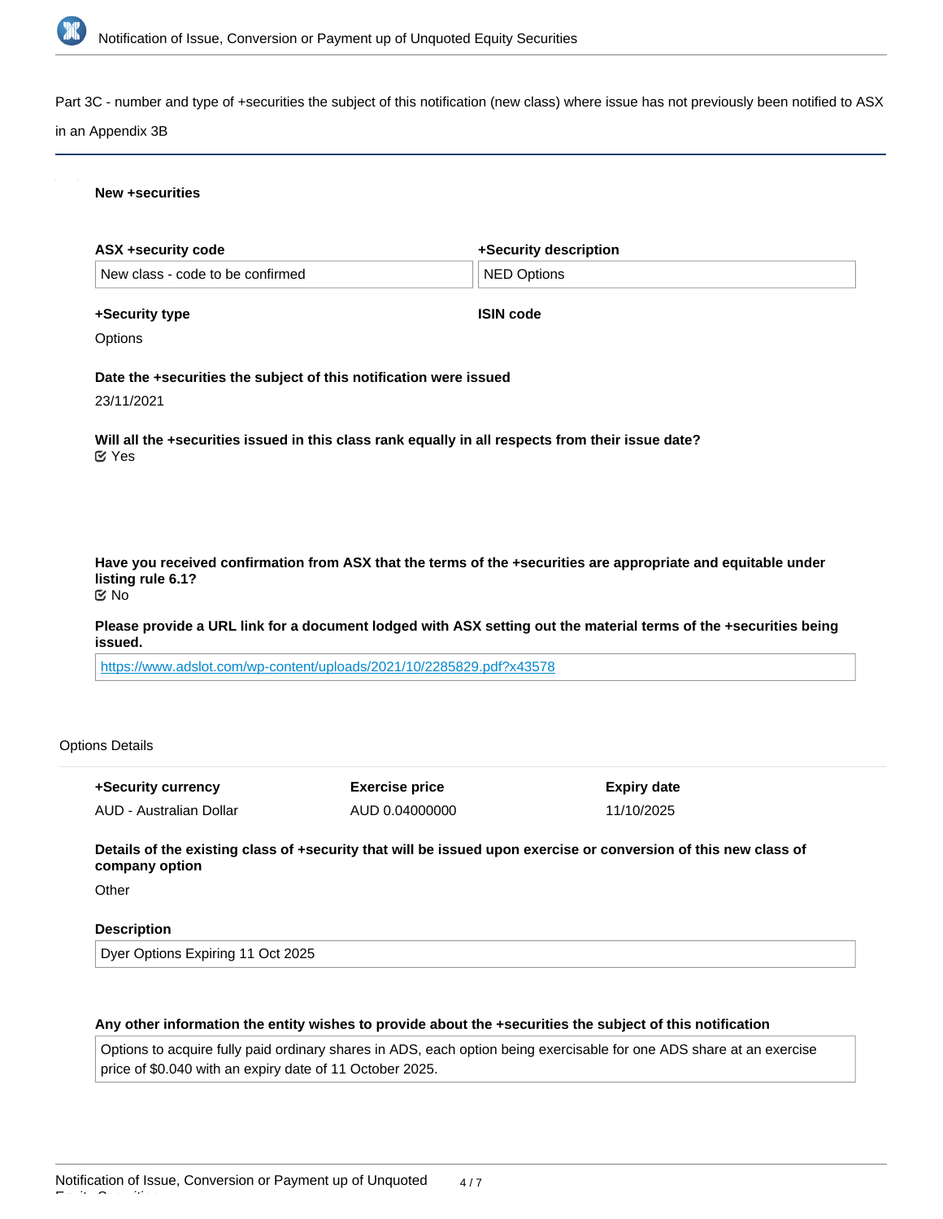Part 3C - number and type of +securities the subject of this notification (new class) where issue has not previously been notified to ASX in an Appendix 3B

**New +securities**

| ASX +security code | +Security description |
|---|---|
| New class - code to be confirmed | NED Options |

**+Security type**

Options

**ISIN code**

**Date the +securities the subject of this notification were issued**

23/11/2021

**Will all the +securities issued in this class rank equally in all respects from their issue date?**

☑ Yes

**Have you received confirmation from ASX that the terms of the +securities are appropriate and equitable under listing rule 6.1?**

☑ No

**Please provide a URL link for a document lodged with ASX setting out the material terms of the +securities being issued.**

https://www.adslot.com/wp-content/uploads/2021/10/2285829.pdf?x43578

Options Details

| +Security currency | Exercise price | Expiry date |
|---|---|---|
| AUD - Australian Dollar | AUD 0.04000000 | 11/10/2025 |

**Details of the existing class of +security that will be issued upon exercise or conversion of this new class of company option**

Other

**Description**

Dyer Options Expiring 11 Oct 2025

**Any other information the entity wishes to provide about the +securities the subject of this notification**

Options to acquire fully paid ordinary shares in ADS, each option being exercisable for one ADS share at an exercise price of $0.040 with an expiry date of 11 October 2025.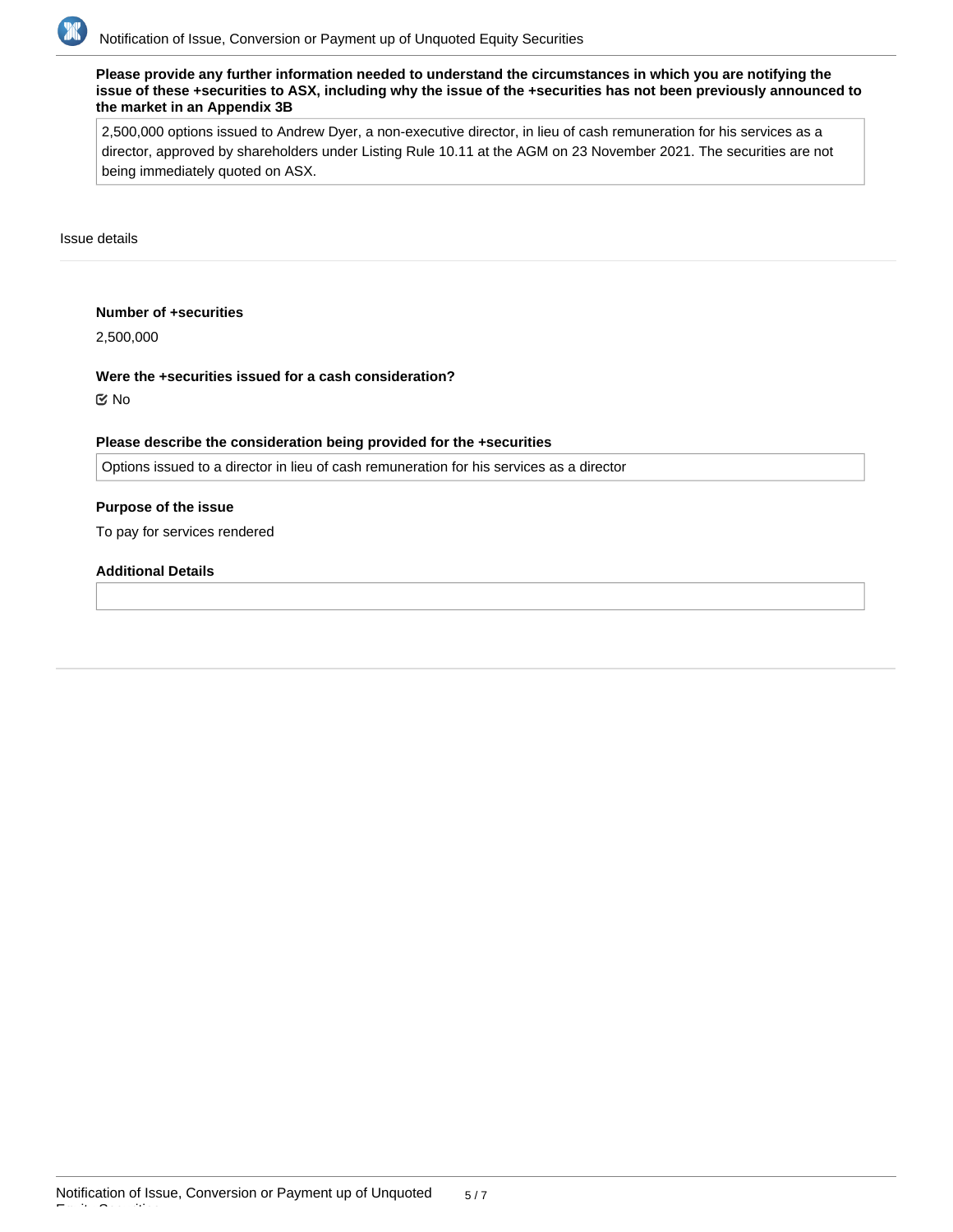**Please provide any further information needed to understand the circumstances in which you are notifying the issue of these +securities to ASX, including why the issue of the +securities has not been previously announced to the market in an Appendix 3B**

2,500,000 options issued to Andrew Dyer, a non-executive director, in lieu of cash remuneration for his services as a director, approved by shareholders under Listing Rule 10.11 at the AGM on 23 November 2021. The securities are not being immediately quoted on ASX.

Issue details

**Number of +securities**

2,500,000

**Were the +securities issued for a cash consideration?**

☑ No

**Please describe the consideration being provided for the +securities**

Options issued to a director in lieu of cash remuneration for his services as a director

**Purpose of the issue**

To pay for services rendered

**Additional Details**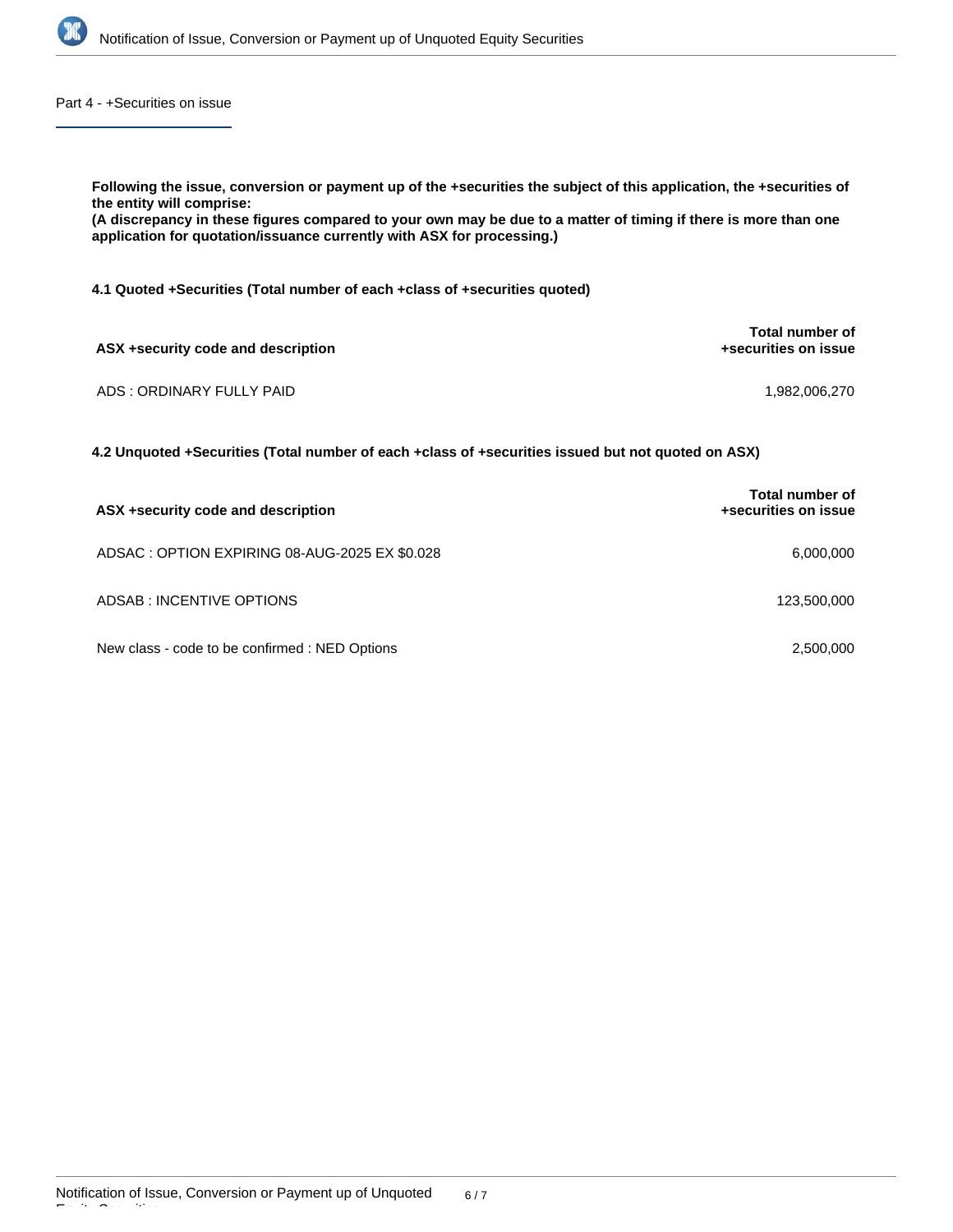## Part 4 - +Securities on issue

**Following the issue, conversion or payment up of the +securities the subject of this application, the +securities of the entity will comprise:**
**(A discrepancy in these figures compared to your own may be due to a matter of timing if there is more than one application for quotation/issuance currently with ASX for processing.)**

**4.1 Quoted +Securities (Total number of each +class of +securities quoted)**

| ASX +security code and description | Total number of +securities on issue |
|---|---|
| ADS : ORDINARY FULLY PAID | 1,982,006,270 |

**4.2 Unquoted +Securities (Total number of each +class of +securities issued but not quoted on ASX)**

| ASX +security code and description | Total number of +securities on issue |
|---|---|
| ADSAC : OPTION EXPIRING 08-AUG-2025 EX $0.028 | 6,000,000 |
| ADSAB : INCENTIVE OPTIONS | 123,500,000 |
| New class - code to be confirmed : NED Options | 2,500,000 |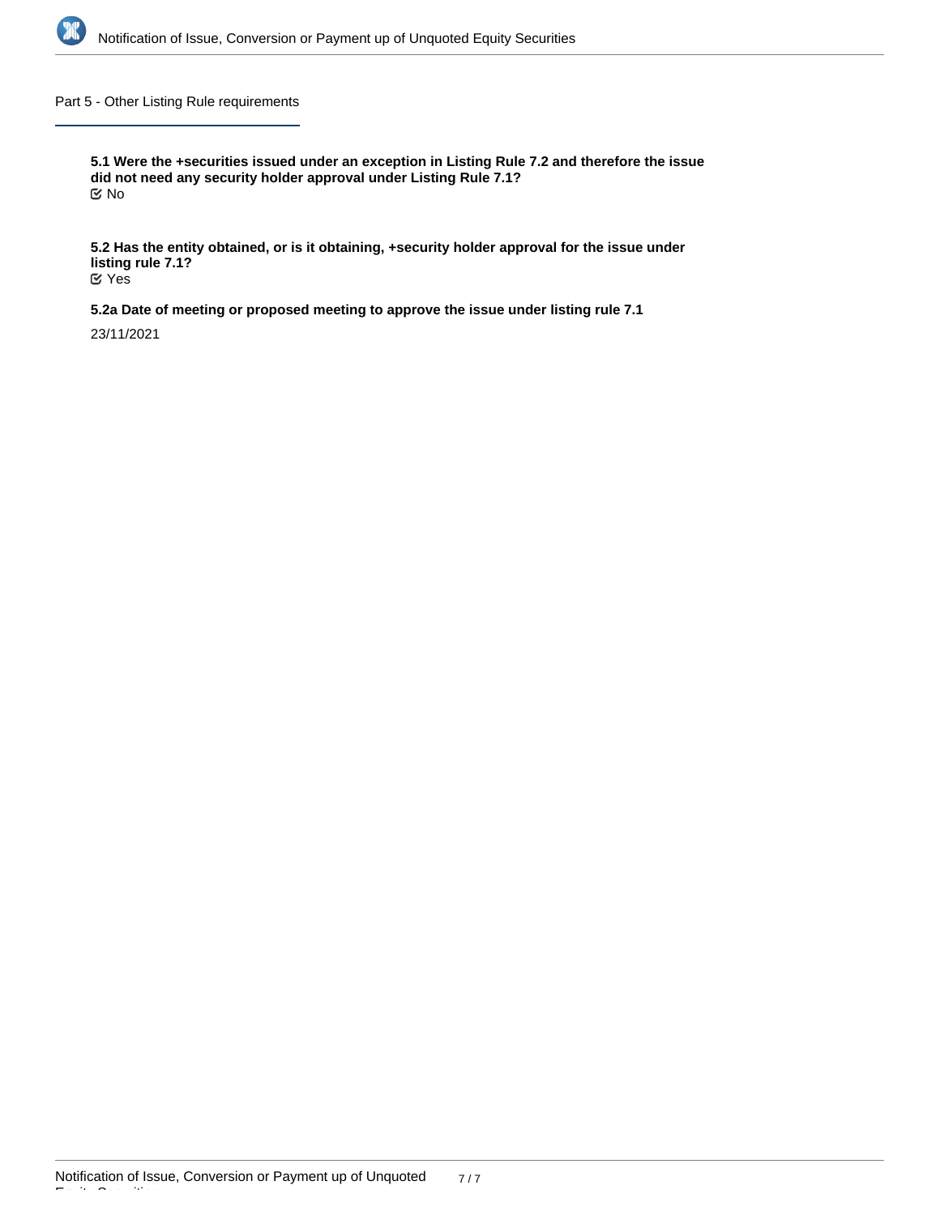## Part 5 - Other Listing Rule requirements

**5.1 Were the +securities issued under an exception in Listing Rule 7.2 and therefore the issue did not need any security holder approval under Listing Rule 7.1?**

No

**5.2 Has the entity obtained, or is it obtaining, +security holder approval for the issue under listing rule 7.1?**

Yes

**5.2a Date of meeting or proposed meeting to approve the issue under listing rule 7.1**

23/11/2021